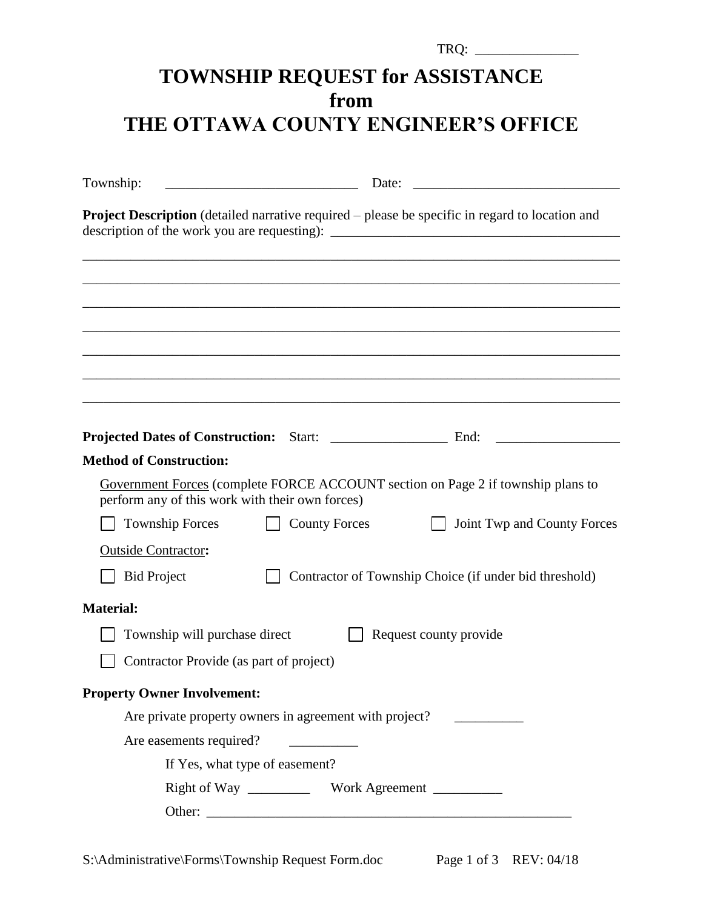TRQ: _______________

# TOWNSHIP REQUEST for ASSISTANCE from THE OTTAWA COUNTY ENGINEER'S OFFICE

Township: ____________________________ Date: ______________________________

**Project Description** (detailed narrative required – please be specific in regard to location and description of the work you are requesting): __________________________________________

_____________________________________________________________________________

_____________________________________________________________________________

_____________________________________________________________________________

_____________________________________________________________________________

_____________________________________________________________________________

_____________________________________________________________________________

_____________________________________________________________________________

**Projected Dates of Construction:** Start: _________________ End: __________________

**Method of Construction:**

Government Forces (complete FORCE ACCOUNT section on Page 2 if township plans to perform any of this work with their own forces)

☐ Township Forces ☐ County Forces ☐ Joint Twp and County Forces

Outside Contractor**:**

☐ Bid Project ☐ Contractor of Township Choice (if under bid threshold)

**Material:**

☐ Township will purchase direct ☐ Request county provide

☐ Contractor Provide (as part of project)

**Property Owner Involvement:**

Are private property owners in agreement with project? __________

Are easements required? __________

If Yes, what type of easement?

Right of Way _________ Work Agreement __________

Other: ______________________________________________________

S:\Administrative\Forms\Township Request Form.doc REV: 04/18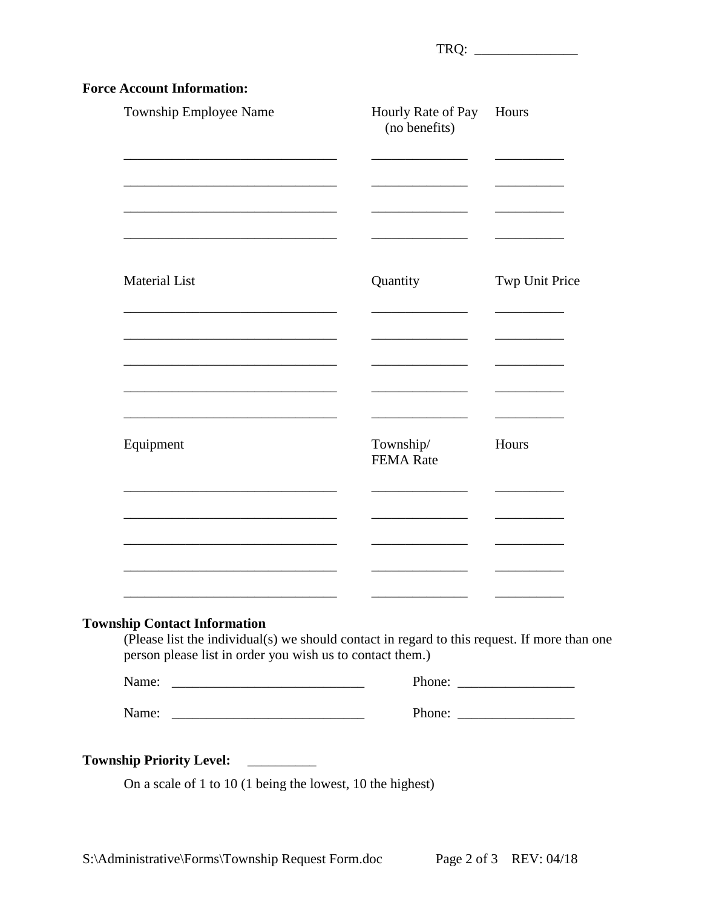TRQ: _______________

**Force Account Information:**

| Township Employee Name | Hourly Rate of Pay (no benefits) | Hours |
|---|---|---|
| | | |
| | | |
| | | |
| | | |

| Material List | Quantity | Twp Unit Price |
|---|---|---|
| | | |
| | | |
| | | |
| | | |
| | | |

| Equipment | Township/ FEMA Rate | Hours |
|---|---|---|
| | | |
| | | |
| | | |
| | | |
| | | |

**Township Contact Information**

(Please list the individual(s) we should contact in regard to this request. If more than one person please list in order you wish us to contact them.)

Name: ____________________________ Phone: _________________

Name: ____________________________ Phone: _________________

**Township Priority Level:** __________

On a scale of 1 to 10 (1 being the lowest, 10 the highest)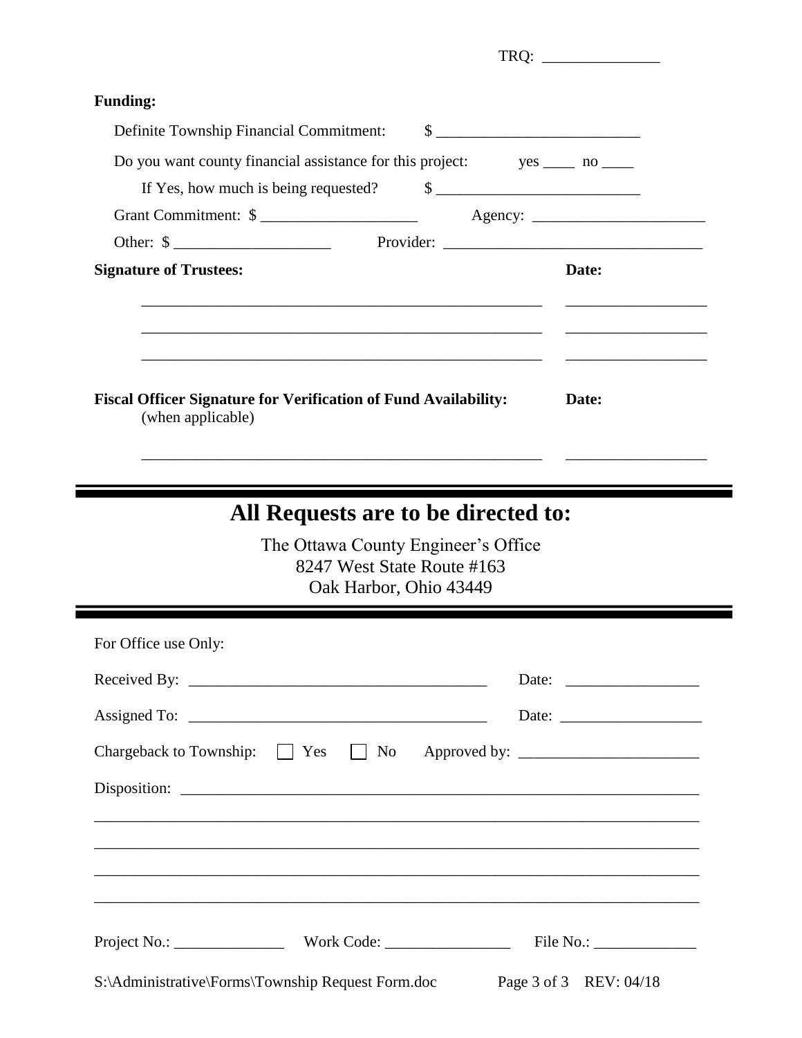TRQ: _______________

**Funding:**

Definite Township Financial Commitment: $ ___________________________

Do you want county financial assistance for this project: yes ____ no ____

If Yes, how much is being requested? $ ___________________________

Grant Commitment: $ ____________________ Agency: ______________________

Other: $ ____________________ Provider: _________________________________

**Signature of Trustees:** **Date:**

_____________________________________________________ __________________

_____________________________________________________ __________________

_____________________________________________________ __________________

**Fiscal Officer Signature for Verification of Fund Availability:** **Date:**
(when applicable)

_____________________________________________________ __________________

---

# All Requests are to be directed to:

The Ottawa County Engineer's Office
8247 West State Route #163
Oak Harbor, Ohio 43449

---

For Office use Only:

Received By: ________________________________________ Date: _________________

Assigned To: ________________________________________ Date: __________________

Chargeback to Township: ☐ Yes ☐ No Approved by: _______________________

Disposition: _____________________________________________________________________

_____________________________________________________________________________

_____________________________________________________________________________

_____________________________________________________________________________

_____________________________________________________________________________

Project No.: ______________ Work Code: ________________ File No.: _____________

S:\Administrative\Forms\Township Request Form.doc REV: 04/18